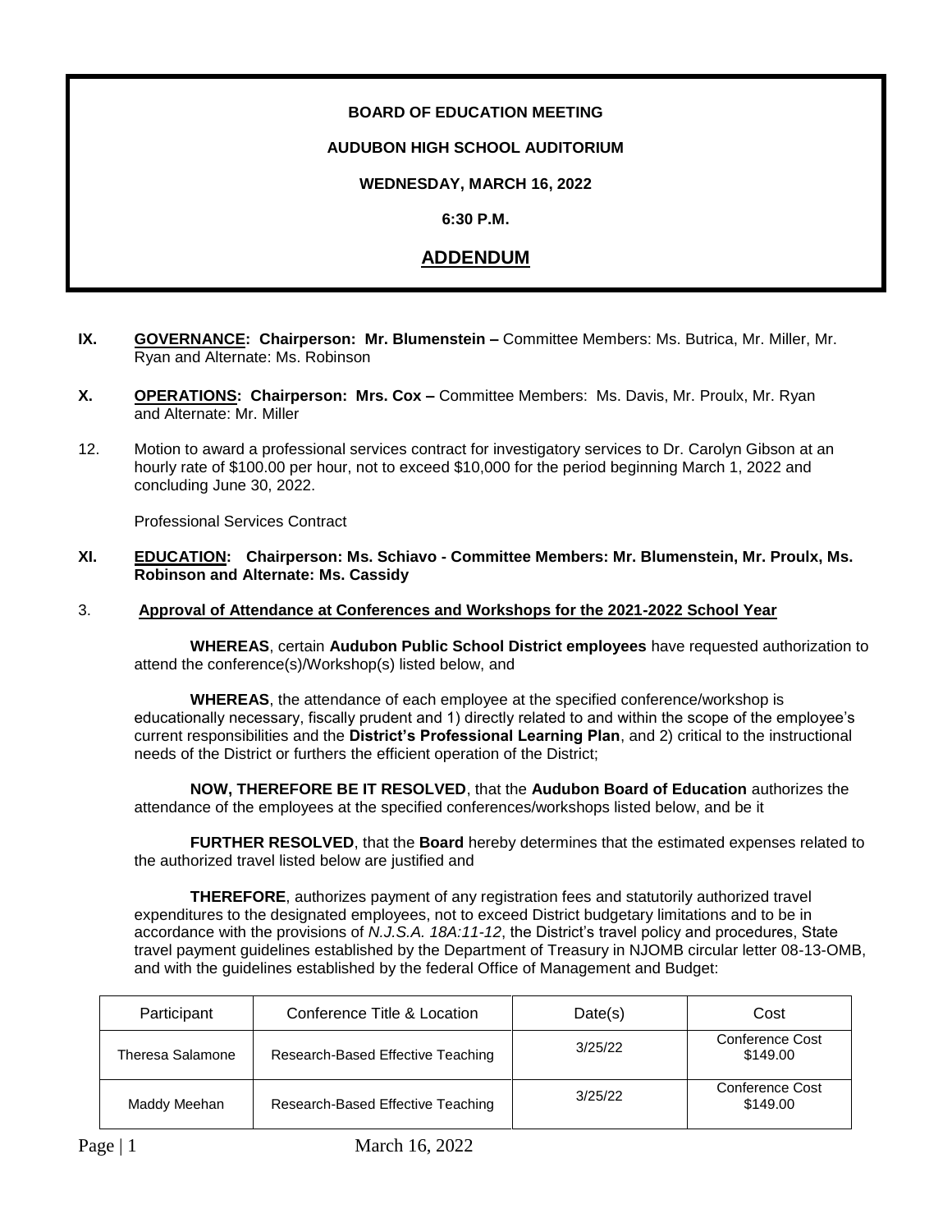**BOARD OF EDUCATION MEETING**

**AUDUBON HIGH SCHOOL AUDITORIUM**

**WEDNESDAY, MARCH 16, 2022**

**6:30 P.M.**

# ADDENDUM

**IX. GOVERNANCE: Chairperson: Mr. Blumenstein –** Committee Members: Ms. Butrica, Mr. Miller, Mr. Ryan and Alternate: Ms. Robinson

**X. OPERATIONS: Chairperson: Mrs. Cox –** Committee Members: Ms. Davis, Mr. Proulx, Mr. Ryan and Alternate: Mr. Miller

12. Motion to award a professional services contract for investigatory services to Dr. Carolyn Gibson at an hourly rate of $100.00 per hour, not to exceed $10,000 for the period beginning March 1, 2022 and concluding June 30, 2022.

    Professional Services Contract

**XI. EDUCATION: Chairperson: Ms. Schiavo - Committee Members: Mr. Blumenstein, Mr. Proulx, Ms. Robinson and Alternate: Ms. Cassidy**

3. **Approval of Attendance at Conferences and Workshops for the 2021-2022 School Year**

**WHEREAS**, certain **Audubon Public School District employees** have requested authorization to attend the conference(s)/Workshop(s) listed below, and

**WHEREAS**, the attendance of each employee at the specified conference/workshop is educationally necessary, fiscally prudent and 1) directly related to and within the scope of the employee's current responsibilities and the **District's Professional Learning Plan**, and 2) critical to the instructional needs of the District or furthers the efficient operation of the District;

**NOW, THEREFORE BE IT RESOLVED**, that the **Audubon Board of Education** authorizes the attendance of the employees at the specified conferences/workshops listed below, and be it

**FURTHER RESOLVED**, that the **Board** hereby determines that the estimated expenses related to the authorized travel listed below are justified and

**THEREFORE**, authorizes payment of any registration fees and statutorily authorized travel expenditures to the designated employees, not to exceed District budgetary limitations and to be in accordance with the provisions of *N.J.S.A. 18A:11-12*, the District's travel policy and procedures, State travel payment guidelines established by the Department of Treasury in NJOMB circular letter 08-13-OMB, and with the guidelines established by the federal Office of Management and Budget:

| Participant | Conference Title & Location | Date(s) | Cost |
|---|---|---|---|
| Theresa Salamone | Research-Based Effective Teaching | 3/25/22 | Conference Cost $149.00 |
| Maddy Meehan | Research-Based Effective Teaching | 3/25/22 | Conference Cost $149.00 |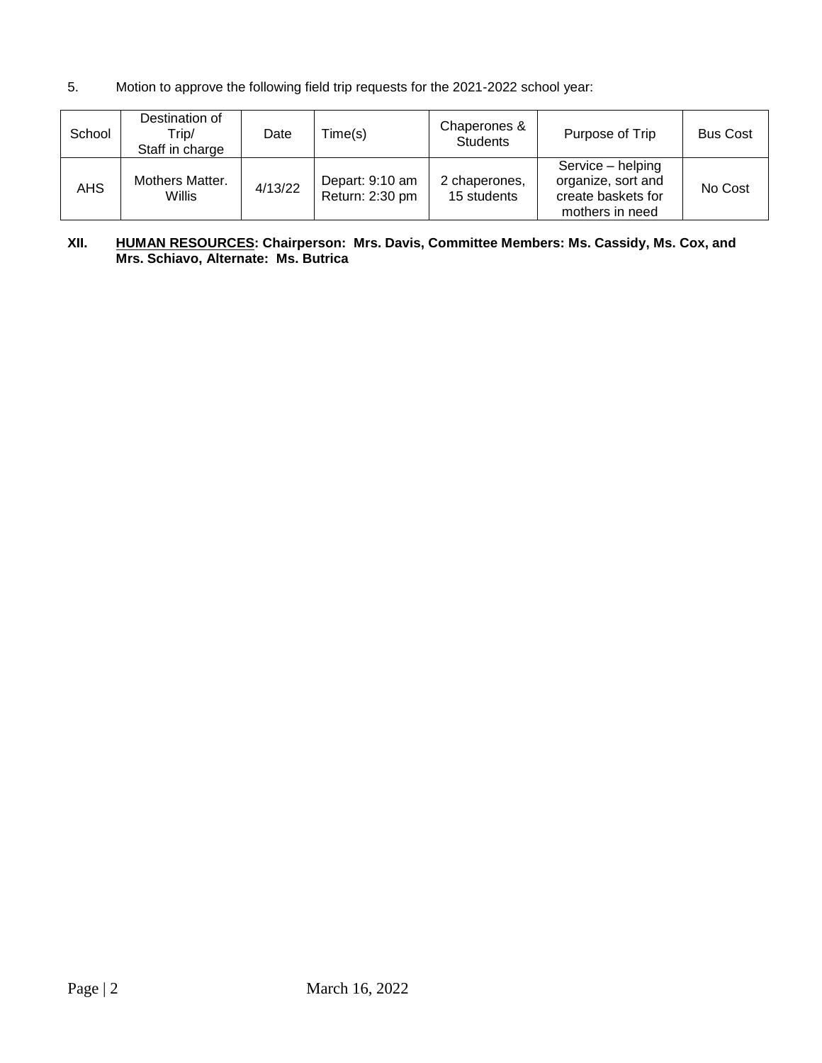5. Motion to approve the following field trip requests for the 2021-2022 school year:

| School | Destination of Trip/ Staff in charge | Date | Time(s) | Chaperones & Students | Purpose of Trip | Bus Cost |
|---|---|---|---|---|---|---|
| AHS | Mothers Matter. Willis | 4/13/22 | Depart: 9:10 am Return: 2:30 pm | 2 chaperones, 15 students | Service – helping organize, sort and create baskets for mothers in need | No Cost |

**XII. <u>HUMAN RESOURCES</u>: Chairperson: Mrs. Davis, Committee Members: Ms. Cassidy, Ms. Cox, and Mrs. Schiavo, Alternate: Ms. Butrica**